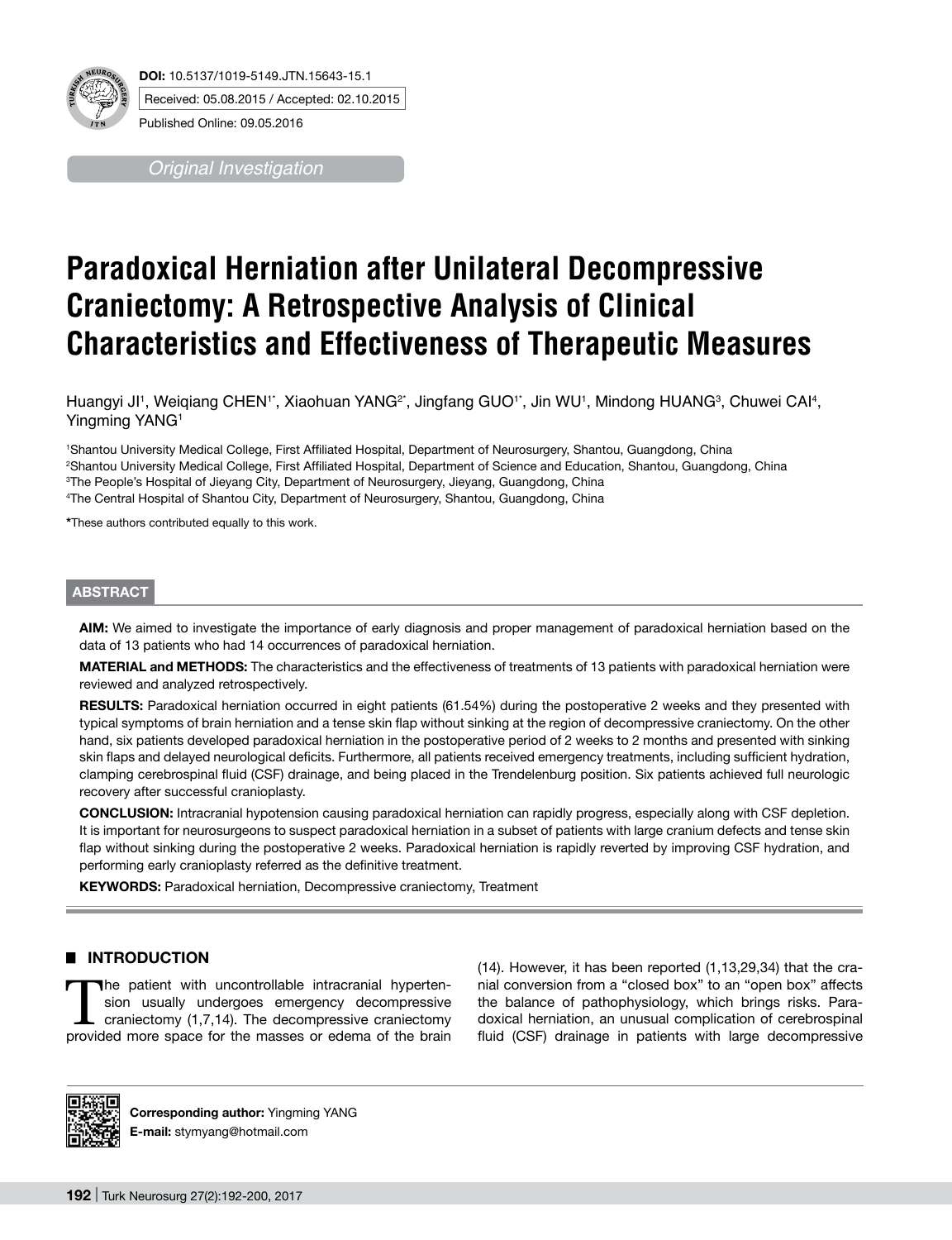DOI: 10.5137/1019-5149.JTN.15643-15.1

Received: 05.08.2015 / Accepted: 02.10.2015

Published Online: 09.05.2016

*Original Investigation*

# Paradoxical Herniation after Unilateral Decompressive Craniectomy: A Retrospective Analysis of Clinical Characteristics and Effectiveness of Therapeutic Measures

Huangyi JI[1], Weiqiang CHEN[1*], Xiaohuan YANG[2*], Jingfang GUO[1*], Jin WU[1], Mindong HUANG[3], Chuwei CAI[4], Yingming YANG[1]

[1]Shantou University Medical College, First Affiliated Hospital, Department of Neurosurgery, Shantou, Guangdong, China
[2]Shantou University Medical College, First Affiliated Hospital, Department of Science and Education, Shantou, Guangdong, China
[3]The People's Hospital of Jieyang City, Department of Neurosurgery, Jieyang, Guangdong, China
[4]The Central Hospital of Shantou City, Department of Neurosurgery, Shantou, Guangdong, China

*These authors contributed equally to this work.

## ABSTRACT

**AIM:** We aimed to investigate the importance of early diagnosis and proper management of paradoxical herniation based on the data of 13 patients who had 14 occurrences of paradoxical herniation.

**MATERIAL and METHODS:** The characteristics and the effectiveness of treatments of 13 patients with paradoxical herniation were reviewed and analyzed retrospectively.

**RESULTS:** Paradoxical herniation occurred in eight patients (61.54%) during the postoperative 2 weeks and they presented with typical symptoms of brain herniation and a tense skin flap without sinking at the region of decompressive craniectomy. On the other hand, six patients developed paradoxical herniation in the postoperative period of 2 weeks to 2 months and presented with sinking skin flaps and delayed neurological deficits. Furthermore, all patients received emergency treatments, including sufficient hydration, clamping cerebrospinal fluid (CSF) drainage, and being placed in the Trendelenburg position. Six patients achieved full neurologic recovery after successful cranioplasty.

**CONCLUSION:** Intracranial hypotension causing paradoxical herniation can rapidly progress, especially along with CSF depletion. It is important for neurosurgeons to suspect paradoxical herniation in a subset of patients with large cranium defects and tense skin flap without sinking during the postoperative 2 weeks. Paradoxical herniation is rapidly reverted by improving CSF hydration, and performing early cranioplasty referred as the definitive treatment.

**KEYWORDS:** Paradoxical herniation, Decompressive craniectomy, Treatment

## INTRODUCTION

The patient with uncontrollable intracranial hypertension usually undergoes emergency decompressive craniectomy (1,7,14). The decompressive craniectomy provided more space for the masses or edema of the brain (14). However, it has been reported (1,13,29,34) that the cranial conversion from a "closed box" to an "open box" affects the balance of pathophysiology, which brings risks. Paradoxical herniation, an unusual complication of cerebrospinal fluid (CSF) drainage in patients with large decompressive

**Corresponding author:** Yingming YANG
**E-mail:** stymyang@hotmail.com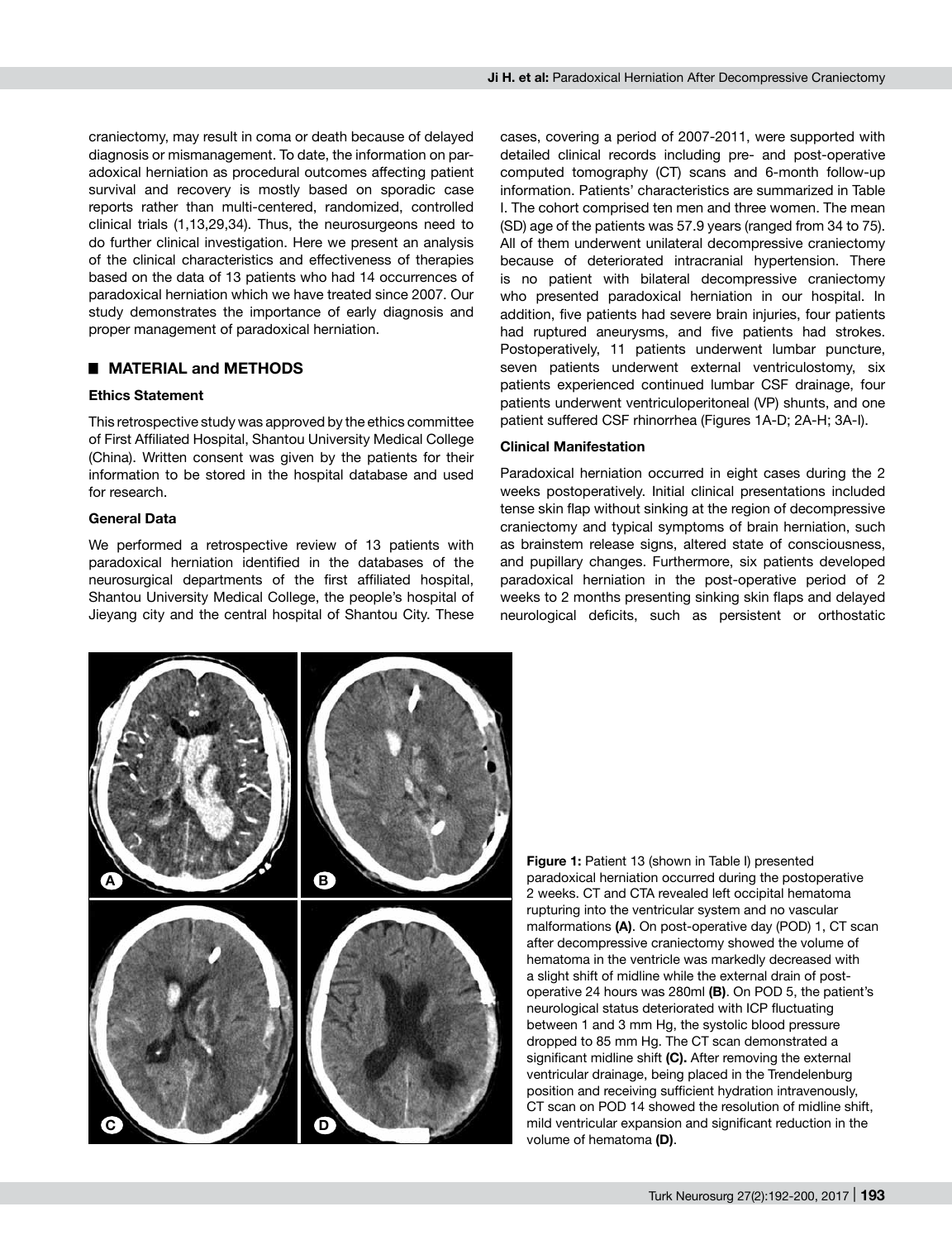craniectomy, may result in coma or death because of delayed diagnosis or mismanagement. To date, the information on paradoxical herniation as procedural outcomes affecting patient survival and recovery is mostly based on sporadic case reports rather than multi-centered, randomized, controlled clinical trials (1,13,29,34). Thus, the neurosurgeons need to do further clinical investigation. Here we present an analysis of the clinical characteristics and effectiveness of therapies based on the data of 13 patients who had 14 occurrences of paradoxical herniation which we have treated since 2007. Our study demonstrates the importance of early diagnosis and proper management of paradoxical herniation.

## ■ MATERIAL and METHODS

### Ethics Statement

This retrospective study was approved by the ethics committee of First Affiliated Hospital, Shantou University Medical College (China). Written consent was given by the patients for their information to be stored in the hospital database and used for research.

### General Data

We performed a retrospective review of 13 patients with paradoxical herniation identified in the databases of the neurosurgical departments of the first affiliated hospital, Shantou University Medical College, the people's hospital of Jieyang city and the central hospital of Shantou City. These cases, covering a period of 2007-2011, were supported with detailed clinical records including pre- and post-operative computed tomography (CT) scans and 6-month follow-up information. Patients' characteristics are summarized in Table I. The cohort comprised ten men and three women. The mean (SD) age of the patients was 57.9 years (ranged from 34 to 75). All of them underwent unilateral decompressive craniectomy because of deteriorated intracranial hypertension. There is no patient with bilateral decompressive craniectomy who presented paradoxical herniation in our hospital. In addition, five patients had severe brain injuries, four patients had ruptured aneurysms, and five patients had strokes. Postoperatively, 11 patients underwent lumbar puncture, seven patients underwent external ventriculostomy, six patients experienced continued lumbar CSF drainage, four patients underwent ventriculoperitoneal (VP) shunts, and one patient suffered CSF rhinorrhea (Figures 1A-D; 2A-H; 3A-I).

### Clinical Manifestation

Paradoxical herniation occurred in eight cases during the 2 weeks postoperatively. Initial clinical presentations included tense skin flap without sinking at the region of decompressive craniectomy and typical symptoms of brain herniation, such as brainstem release signs, altered state of consciousness, and pupillary changes. Furthermore, six patients developed paradoxical herniation in the post-operative period of 2 weeks to 2 months presenting sinking skin flaps and delayed neurological deficits, such as persistent or orthostatic

**Figure 1:** Patient 13 (shown in Table I) presented paradoxical herniation occurred during the postoperative 2 weeks. CT and CTA revealed left occipital hematoma rupturing into the ventricular system and no vascular malformations **(A)**. On post-operative day (POD) 1, CT scan after decompressive craniectomy showed the volume of hematoma in the ventricle was markedly decreased with a slight shift of midline while the external drain of post-operative 24 hours was 280ml **(B)**. On POD 5, the patient's neurological status deteriorated with ICP fluctuating between 1 and 3 mm Hg, the systolic blood pressure dropped to 85 mm Hg. The CT scan demonstrated a significant midline shift **(C).** After removing the external ventricular drainage, being placed in the Trendelenburg position and receiving sufficient hydration intravenously, CT scan on POD 14 showed the resolution of midline shift, mild ventricular expansion and significant reduction in the volume of hematoma **(D)**.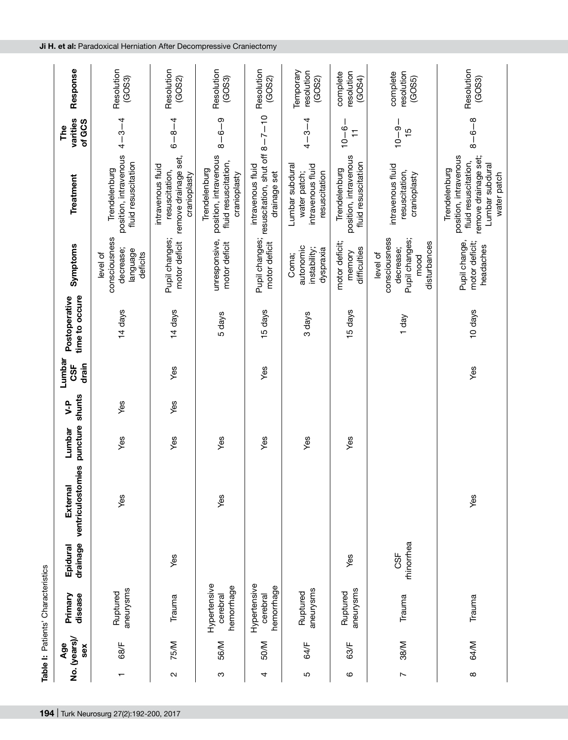**Table I:** Patients' Characteristics

| No. | Age (years)/ sex | Primary disease | Epidural drainage | External ventriculostomies | Lumbar puncture | V-P shunts | Lumbar CSF drain | Postoperative time to occure | Symptoms | Treatment | The varities of GCS | Response |
|---|---|---|---|---|---|---|---|---|---|---|---|---|
| 1 | 68/F | Ruptured aneurysms | | Yes | Yes | Yes | | 14 days | level of consciousness decrease; language deficits | Trendelenburg position, intravenous fluid resuscitation | 4−3−4 | Resolution (GOS3) |
| 2 | 75/M | Trauma | Yes | | Yes | Yes | Yes | 14 days | Pupil changes; motor deficit | intravenous fluid resuscitation, remove drainage set, cranioplasty | 6−8−4 | Resolution (GOS2) |
| 3 | 56/M | Hypertensive cerebral hemorrhage | | Yes | Yes | | | 5 days | unresponsive, motor deficit | Trendelenburg position, intravenous fluid resuscitation, cranioplasty | 8−6−9 | Resolution (GOS3) |
| 4 | 50/M | Hypertensive cerebral hemorrhage | | | Yes | | Yes | 15 days | Pupil changes; motor deficit | intravenous fluid resuscitation, shut off drainage set | 8−7−10 | Resolution (GOS2) |
| 5 | 64/F | Ruptured aneurysms | | | Yes | | | 3 days | Coma; autonomic instability; dyspraxia | Lumbar subdural water patch; intravenous fluid resuscitation | 4−3−4 | Temporary resolution (GOS2) |
| 6 | 63/F | Ruptured aneurysms | Yes | | Yes | | | 15 days | motor deficit; memory difficulties | Trendelenburg position, intravenous fluid resuscitation | 10−6−11 | complete resolution (GOS4) |
| 7 | 38/M | Trauma | CSF rhinorrhea | | | | | 1 day | level of consciousness decrease; Pupil changes; mood disturbances | intravenous fluid resuscitation, cranioplasty | 10−9−15 | complete resolution (GOS5) |
| 8 | 64/M | Trauma | | Yes | | | Yes | 10 days | Pupil change, motor deficit; headaches | Trendelenburg position, intravenous fluid resuscitation, remove drainage set; Lumbar subdural water patch | 8−6−8 | Resolution (GOS3) |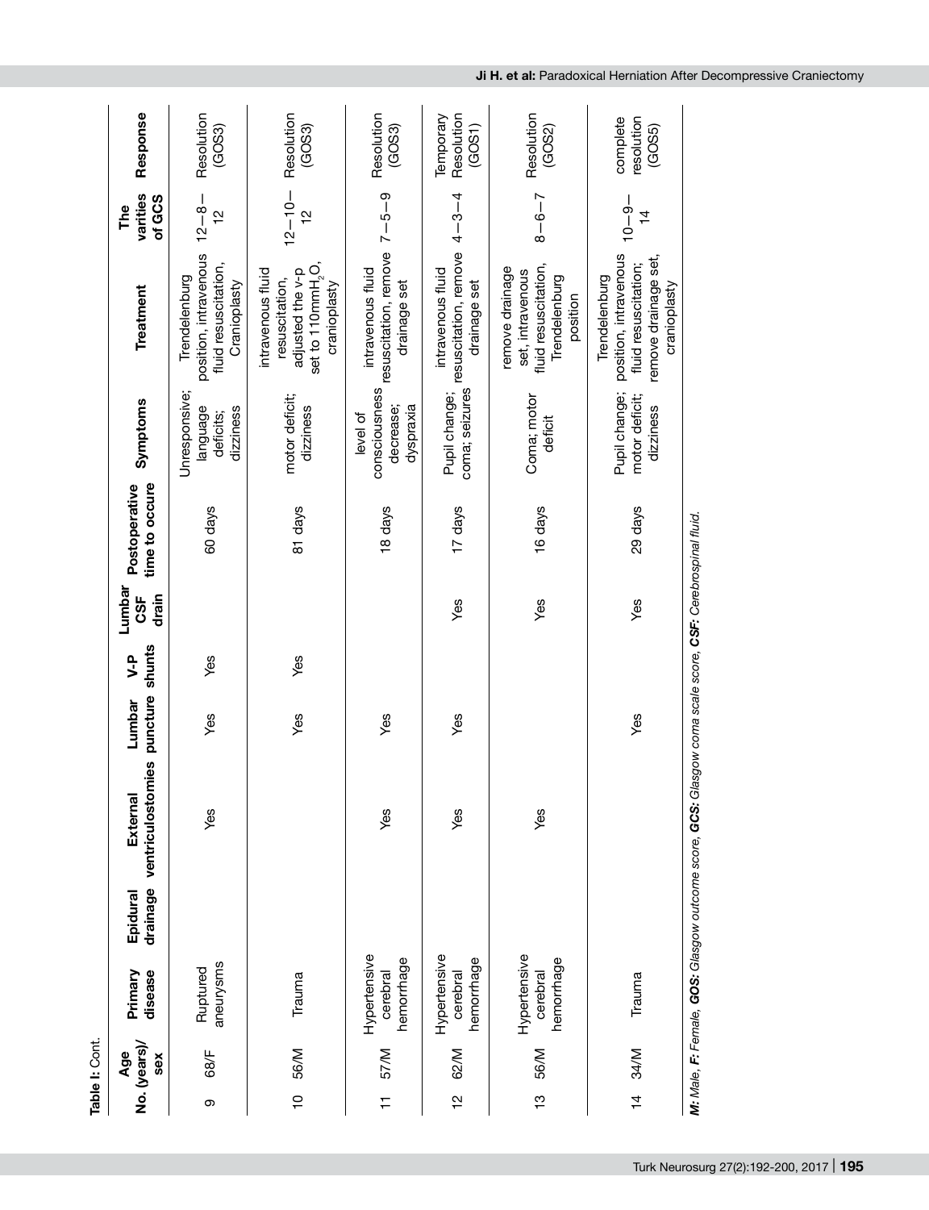**Table I:** Cont.

| No. | Age (years)/ sex | Primary disease | Epidural drainage | External ventriculostomies | Lumbar puncture | V-P shunts | Lumbar CSF drain | Postoperative time to occure | Symptoms | Treatment | The varities of GCS | Response |
|---|---|---|---|---|---|---|---|---|---|---|---|---|
| 9 | 68/F | Ruptured aneurysms | | Yes | Yes | Yes | | 60 days | Unresponsive; language deficits; dizziness | Trendelenburg position, intravenous fluid resuscitation, Cranioplasty | 12—8—12 | Resolution (GOS3) |
| 10 | 56/M | Trauma | | | Yes | Yes | | 81 days | motor deficit; dizziness | intravenous fluid resuscitation, adjusted the v-p set to 110mm$H_2O$, cranioplasty | 12—10—12 | Resolution (GOS3) |
| 11 | 57/M | Hypertensive cerebral hemorrhage | | Yes | Yes | | | 18 days | level of consciousness decrease; dyspraxia | intravenous fluid resuscitation, remove drainage set | 7—5—9 | Resolution (GOS3) |
| 12 | 62/M | Hypertensive cerebral hemorrhage | | Yes | Yes | | Yes | 17 days | Pupil change; coma; seizures | intravenous fluid resuscitation, remove drainage set | 4—3—4 | Temporary Resolution (GOS1) |
| 13 | 56/M | Hypertensive cerebral hemorrhage | | Yes | | | Yes | 16 days | Coma; motor deficit | remove drainage set, intravenous fluid resuscitation, Trendelenburg position | 8—6—7 | Resolution (GOS2) |
| 14 | 34/M | Trauma | | | Yes | | Yes | 29 days | Pupil change; motor deficit; dizziness | Trendelenburg position, intravenous fluid resuscitation; remove drainage set, cranioplasty | 10—9—14 | complete resolution (GOS5) |

***M:** Male, **F:** Female, **GOS:** Glasgow outcome score, **GCS:** Glasgow coma scale score, **CSF:** Cerebrospinal fluid.*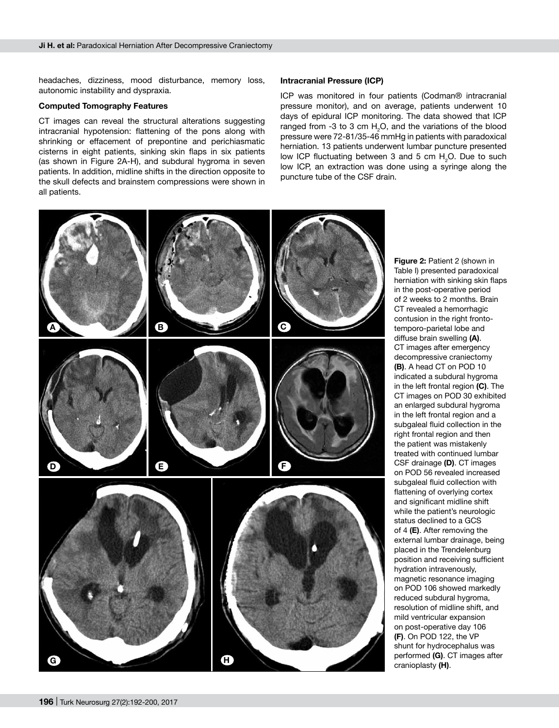headaches, dizziness, mood disturbance, memory loss, autonomic instability and dyspraxia.

**Computed Tomography Features**

CT images can reveal the structural alterations suggesting intracranial hypotension: flattening of the pons along with shrinking or effacement of prepontine and perichiasmatic cisterns in eight patients, sinking skin flaps in six patients (as shown in Figure 2A-H), and subdural hygroma in seven patients. In addition, midline shifts in the direction opposite to the skull defects and brainstem compressions were shown in all patients.

**Intracranial Pressure (ICP)**

ICP was monitored in four patients (Codman® intracranial pressure monitor), and on average, patients underwent 10 days of epidural ICP monitoring. The data showed that ICP ranged from -3 to 3 cm $H_2O$, and the variations of the blood pressure were 72-81/35-46 mmHg in patients with paradoxical herniation. 13 patients underwent lumbar puncture presented low ICP fluctuating between 3 and 5 cm $H_2O$. Due to such low ICP, an extraction was done using a syringe along the puncture tube of the CSF drain.

**Figure 2:** Patient 2 (shown in Table I) presented paradoxical herniation with sinking skin flaps in the post-operative period of 2 weeks to 2 months. Brain CT revealed a hemorrhagic contusion in the right fronto-temporo-parietal lobe and diffuse brain swelling **(A)**. CT images after emergency decompressive craniectomy **(B)**. A head CT on POD 10 indicated a subdural hygroma in the left frontal region **(C)**. The CT images on POD 30 exhibited an enlarged subdural hygroma in the left frontal region and a subgaleal fluid collection in the right frontal region and then the patient was mistakenly treated with continued lumbar CSF drainage **(D)**. CT images on POD 56 revealed increased subgaleal fluid collection with flattening of overlying cortex and significant midline shift while the patient's neurologic status declined to a GCS of 4 **(E)**. After removing the external lumbar drainage, being placed in the Trendelenburg position and receiving sufficient hydration intravenously, magnetic resonance imaging on POD 106 showed markedly reduced subdural hygroma, resolution of midline shift, and mild ventricular expansion on post-operative day 106 **(F)**. On POD 122, the VP shunt for hydrocephalus was performed **(G)**. CT images after cranioplasty **(H)**.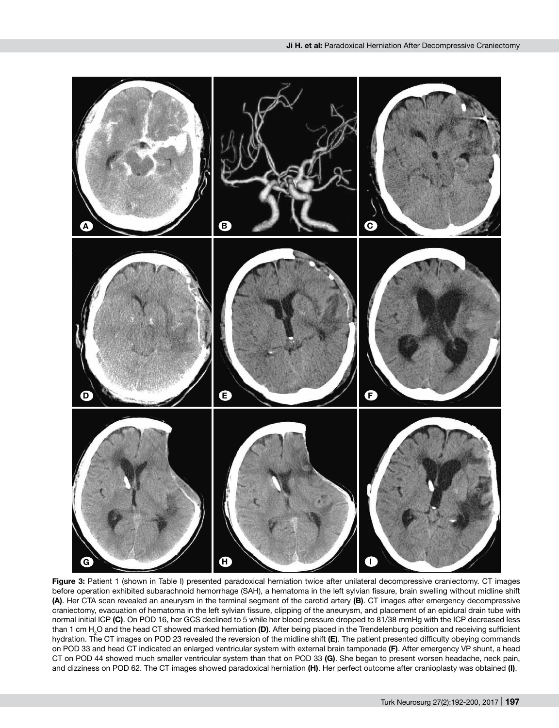**Figure 3:** Patient 1 (shown in Table I) presented paradoxical herniation twice after unilateral decompressive craniectomy. CT images before operation exhibited subarachnoid hemorrhage (SAH), a hematoma in the left sylvian fissure, brain swelling without midline shift **(A)**. Her CTA scan revealed an aneurysm in the terminal segment of the carotid artery **(B)**. CT images after emergency decompressive craniectomy, evacuation of hematoma in the left sylvian fissure, clipping of the aneurysm, and placement of an epidural drain tube with normal initial ICP **(C)**. On POD 16, her GCS declined to 5 while her blood pressure dropped to 81/38 mmHg with the ICP decreased less than 1 cm $H_2O$ and the head CT showed marked herniation **(D)**. After being placed in the Trendelenburg position and receiving sufficient hydration. The CT images on POD 23 revealed the reversion of the midline shift **(E)**. The patient presented difficulty obeying commands on POD 33 and head CT indicated an enlarged ventricular system with external brain tamponade **(F)**. After emergency VP shunt, a head CT on POD 44 showed much smaller ventricular system than that on POD 33 **(G)**. She began to present worsen headache, neck pain, and dizziness on POD 62. The CT images showed paradoxical herniation **(H)**. Her perfect outcome after cranioplasty was obtained **(I)**.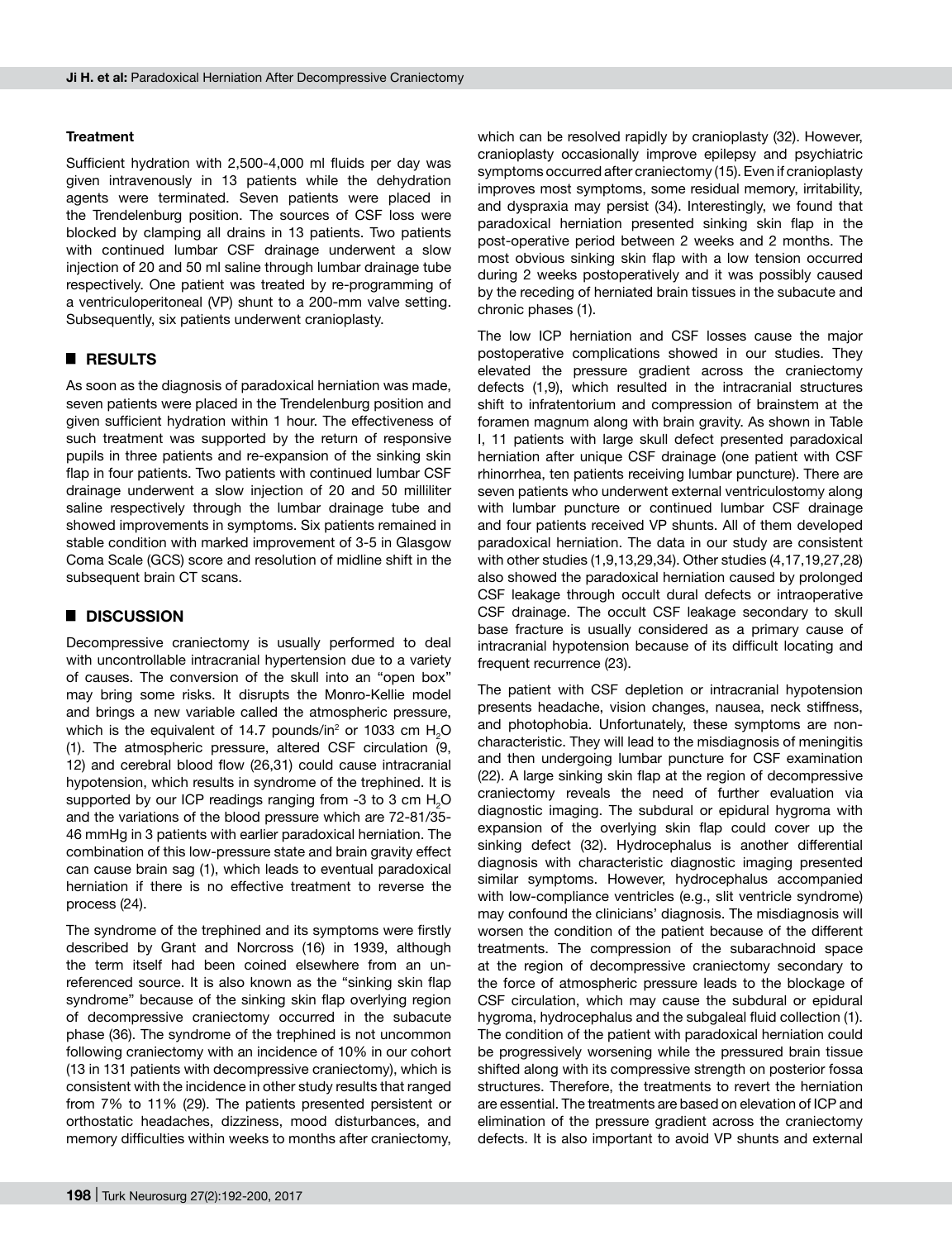### Treatment

Sufficient hydration with 2,500-4,000 ml fluids per day was given intravenously in 13 patients while the dehydration agents were terminated. Seven patients were placed in the Trendelenburg position. The sources of CSF loss were blocked by clamping all drains in 13 patients. Two patients with continued lumbar CSF drainage underwent a slow injection of 20 and 50 ml saline through lumbar drainage tube respectively. One patient was treated by re-programming of a ventriculoperitoneal (VP) shunt to a 200-mm valve setting. Subsequently, six patients underwent cranioplasty.

## RESULTS

As soon as the diagnosis of paradoxical herniation was made, seven patients were placed in the Trendelenburg position and given sufficient hydration within 1 hour. The effectiveness of such treatment was supported by the return of responsive pupils in three patients and re-expansion of the sinking skin flap in four patients. Two patients with continued lumbar CSF drainage underwent a slow injection of 20 and 50 milliliter saline respectively through the lumbar drainage tube and showed improvements in symptoms. Six patients remained in stable condition with marked improvement of 3-5 in Glasgow Coma Scale (GCS) score and resolution of midline shift in the subsequent brain CT scans.

## DISCUSSION

Decompressive craniectomy is usually performed to deal with uncontrollable intracranial hypertension due to a variety of causes. The conversion of the skull into an "open box" may bring some risks. It disrupts the Monro-Kellie model and brings a new variable called the atmospheric pressure, which is the equivalent of 14.7 pounds/in$^2$ or 1033 cm $H_2O$ (1). The atmospheric pressure, altered CSF circulation (9, 12) and cerebral blood flow (26,31) could cause intracranial hypotension, which results in syndrome of the trephined. It is supported by our ICP readings ranging from -3 to 3 cm $H_2O$ and the variations of the blood pressure which are 72-81/35-46 mmHg in 3 patients with earlier paradoxical herniation. The combination of this low-pressure state and brain gravity effect can cause brain sag (1), which leads to eventual paradoxical herniation if there is no effective treatment to reverse the process (24).

The syndrome of the trephined and its symptoms were firstly described by Grant and Norcross (16) in 1939, although the term itself had been coined elsewhere from an un-referenced source. It is also known as the "sinking skin flap syndrome" because of the sinking skin flap overlying region of decompressive craniectomy occurred in the subacute phase (36). The syndrome of the trephined is not uncommon following craniectomy with an incidence of 10% in our cohort (13 in 131 patients with decompressive craniectomy), which is consistent with the incidence in other study results that ranged from 7% to 11% (29). The patients presented persistent or orthostatic headaches, dizziness, mood disturbances, and memory difficulties within weeks to months after craniectomy, which can be resolved rapidly by cranioplasty (32). However, cranioplasty occasionally improve epilepsy and psychiatric symptoms occurred after craniectomy (15). Even if cranioplasty improves most symptoms, some residual memory, irritability, and dyspraxia may persist (34). Interestingly, we found that paradoxical herniation presented sinking skin flap in the post-operative period between 2 weeks and 2 months. The most obvious sinking skin flap with a low tension occurred during 2 weeks postoperatively and it was possibly caused by the receding of herniated brain tissues in the subacute and chronic phases (1).

The low ICP herniation and CSF losses cause the major postoperative complications showed in our studies. They elevated the pressure gradient across the craniectomy defects (1,9), which resulted in the intracranial structures shift to infratentorium and compression of brainstem at the foramen magnum along with brain gravity. As shown in Table I, 11 patients with large skull defect presented paradoxical herniation after unique CSF drainage (one patient with CSF rhinorrhea, ten patients receiving lumbar puncture). There are seven patients who underwent external ventriculostomy along with lumbar puncture or continued lumbar CSF drainage and four patients received VP shunts. All of them developed paradoxical herniation. The data in our study are consistent with other studies (1,9,13,29,34). Other studies (4,17,19,27,28) also showed the paradoxical herniation caused by prolonged CSF leakage through occult dural defects or intraoperative CSF drainage. The occult CSF leakage secondary to skull base fracture is usually considered as a primary cause of intracranial hypotension because of its difficult locating and frequent recurrence (23).

The patient with CSF depletion or intracranial hypotension presents headache, vision changes, nausea, neck stiffness, and photophobia. Unfortunately, these symptoms are non-characteristic. They will lead to the misdiagnosis of meningitis and then undergoing lumbar puncture for CSF examination (22). A large sinking skin flap at the region of decompressive craniectomy reveals the need of further evaluation via diagnostic imaging. The subdural or epidural hygroma with expansion of the overlying skin flap could cover up the sinking defect (32). Hydrocephalus is another differential diagnosis with characteristic diagnostic imaging presented similar symptoms. However, hydrocephalus accompanied with low-compliance ventricles (e.g., slit ventricle syndrome) may confound the clinicians' diagnosis. The misdiagnosis will worsen the condition of the patient because of the different treatments. The compression of the subarachnoid space at the region of decompressive craniectomy secondary to the force of atmospheric pressure leads to the blockage of CSF circulation, which may cause the subdural or epidural hygroma, hydrocephalus and the subgaleal fluid collection (1). The condition of the patient with paradoxical herniation could be progressively worsening while the pressured brain tissue shifted along with its compressive strength on posterior fossa structures. Therefore, the treatments to revert the herniation are essential. The treatments are based on elevation of ICP and elimination of the pressure gradient across the craniectomy defects. It is also important to avoid VP shunts and external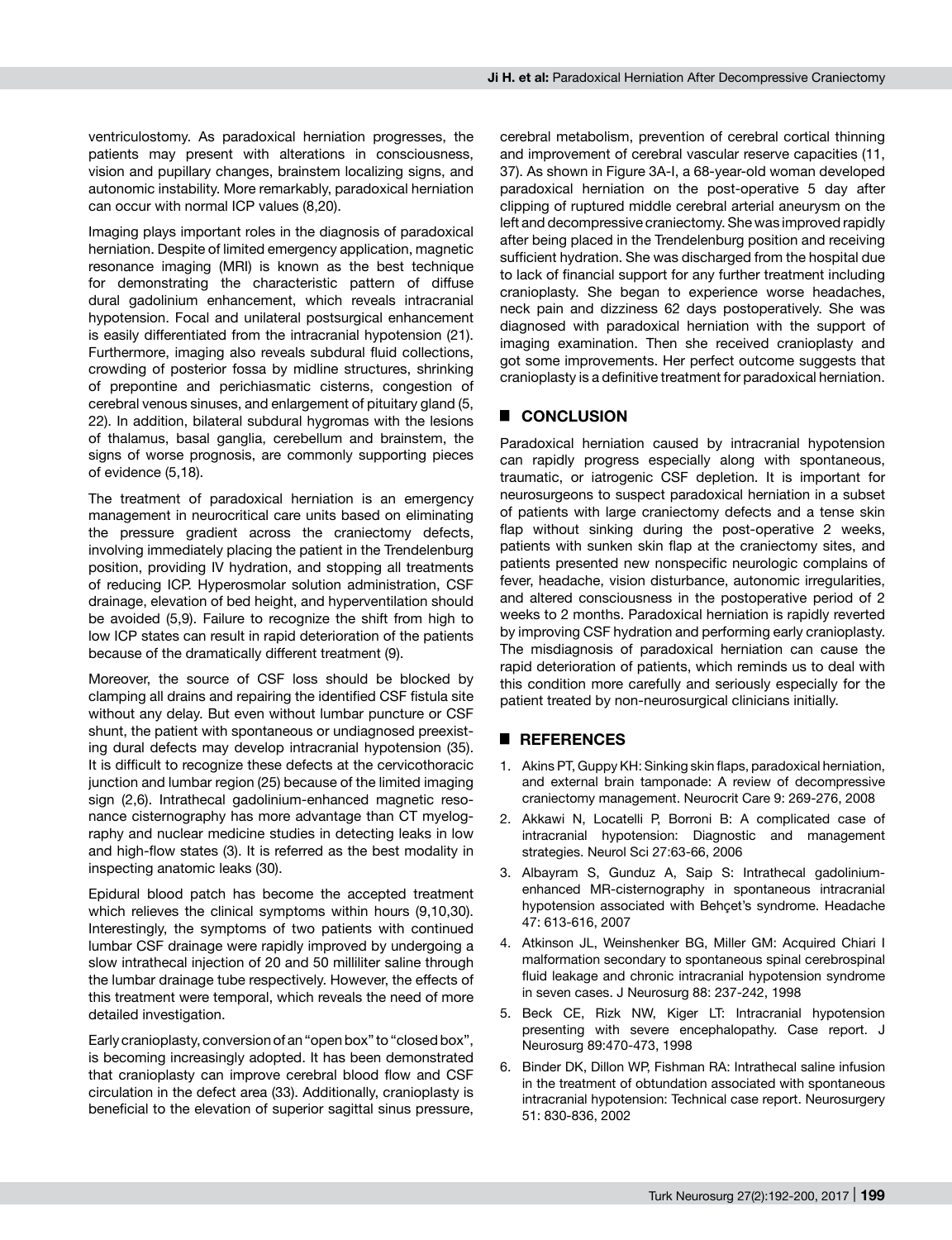ventriculostomy. As paradoxical herniation progresses, the patients may present with alterations in consciousness, vision and pupillary changes, brainstem localizing signs, and autonomic instability. More remarkably, paradoxical herniation can occur with normal ICP values (8,20).

Imaging plays important roles in the diagnosis of paradoxical herniation. Despite of limited emergency application, magnetic resonance imaging (MRI) is known as the best technique for demonstrating the characteristic pattern of diffuse dural gadolinium enhancement, which reveals intracranial hypotension. Focal and unilateral postsurgical enhancement is easily differentiated from the intracranial hypotension (21). Furthermore, imaging also reveals subdural fluid collections, crowding of posterior fossa by midline structures, shrinking of prepontine and perichiasmatic cisterns, congestion of cerebral venous sinuses, and enlargement of pituitary gland (5, 22). In addition, bilateral subdural hygromas with the lesions of thalamus, basal ganglia, cerebellum and brainstem, the signs of worse prognosis, are commonly supporting pieces of evidence (5,18).

The treatment of paradoxical herniation is an emergency management in neurocritical care units based on eliminating the pressure gradient across the craniectomy defects, involving immediately placing the patient in the Trendelenburg position, providing IV hydration, and stopping all treatments of reducing ICP. Hyperosmolar solution administration, CSF drainage, elevation of bed height, and hyperventilation should be avoided (5,9). Failure to recognize the shift from high to low ICP states can result in rapid deterioration of the patients because of the dramatically different treatment (9).

Moreover, the source of CSF loss should be blocked by clamping all drains and repairing the identified CSF fistula site without any delay. But even without lumbar puncture or CSF shunt, the patient with spontaneous or undiagnosed preexisting dural defects may develop intracranial hypotension (35). It is difficult to recognize these defects at the cervicothoracic junction and lumbar region (25) because of the limited imaging sign (2,6). Intrathecal gadolinium-enhanced magnetic resonance cisternography has more advantage than CT myelography and nuclear medicine studies in detecting leaks in low and high-flow states (3). It is referred as the best modality in inspecting anatomic leaks (30).

Epidural blood patch has become the accepted treatment which relieves the clinical symptoms within hours (9,10,30). Interestingly, the symptoms of two patients with continued lumbar CSF drainage were rapidly improved by undergoing a slow intrathecal injection of 20 and 50 milliliter saline through the lumbar drainage tube respectively. However, the effects of this treatment were temporal, which reveals the need of more detailed investigation.

Early cranioplasty, conversion of an "open box" to "closed box", is becoming increasingly adopted. It has been demonstrated that cranioplasty can improve cerebral blood flow and CSF circulation in the defect area (33). Additionally, cranioplasty is beneficial to the elevation of superior sagittal sinus pressure, cerebral metabolism, prevention of cerebral cortical thinning and improvement of cerebral vascular reserve capacities (11, 37). As shown in Figure 3A-I, a 68-year-old woman developed paradoxical herniation on the post-operative 5 day after clipping of ruptured middle cerebral arterial aneurysm on the left and decompressive craniectomy. She was improved rapidly after being placed in the Trendelenburg position and receiving sufficient hydration. She was discharged from the hospital due to lack of financial support for any further treatment including cranioplasty. She began to experience worse headaches, neck pain and dizziness 62 days postoperatively. She was diagnosed with paradoxical herniation with the support of imaging examination. Then she received cranioplasty and got some improvements. Her perfect outcome suggests that cranioplasty is a definitive treatment for paradoxical herniation.

## CONCLUSION

Paradoxical herniation caused by intracranial hypotension can rapidly progress especially along with spontaneous, traumatic, or iatrogenic CSF depletion. It is important for neurosurgeons to suspect paradoxical herniation in a subset of patients with large craniectomy defects and a tense skin flap without sinking during the post-operative 2 weeks, patients with sunken skin flap at the craniectomy sites, and patients presented new nonspecific neurologic complains of fever, headache, vision disturbance, autonomic irregularities, and altered consciousness in the postoperative period of 2 weeks to 2 months. Paradoxical herniation is rapidly reverted by improving CSF hydration and performing early cranioplasty. The misdiagnosis of paradoxical herniation can cause the rapid deterioration of patients, which reminds us to deal with this condition more carefully and seriously especially for the patient treated by non-neurosurgical clinicians initially.

## REFERENCES

1. Akins PT, Guppy KH: Sinking skin flaps, paradoxical herniation, and external brain tamponade: A review of decompressive craniectomy management. Neurocrit Care 9: 269-276, 2008
2. Akkawi N, Locatelli P, Borroni B: A complicated case of intracranial hypotension: Diagnostic and management strategies. Neurol Sci 27:63-66, 2006
3. Albayram S, Gunduz A, Saip S: Intrathecal gadolinium-enhanced MR-cisternography in spontaneous intracranial hypotension associated with Behçet's syndrome. Headache 47: 613-616, 2007
4. Atkinson JL, Weinshenker BG, Miller GM: Acquired Chiari I malformation secondary to spontaneous spinal cerebrospinal fluid leakage and chronic intracranial hypotension syndrome in seven cases. J Neurosurg 88: 237-242, 1998
5. Beck CE, Rizk NW, Kiger LT: Intracranial hypotension presenting with severe encephalopathy. Case report. J Neurosurg 89:470-473, 1998
6. Binder DK, Dillon WP, Fishman RA: Intrathecal saline infusion in the treatment of obtundation associated with spontaneous intracranial hypotension: Technical case report. Neurosurgery 51: 830-836, 2002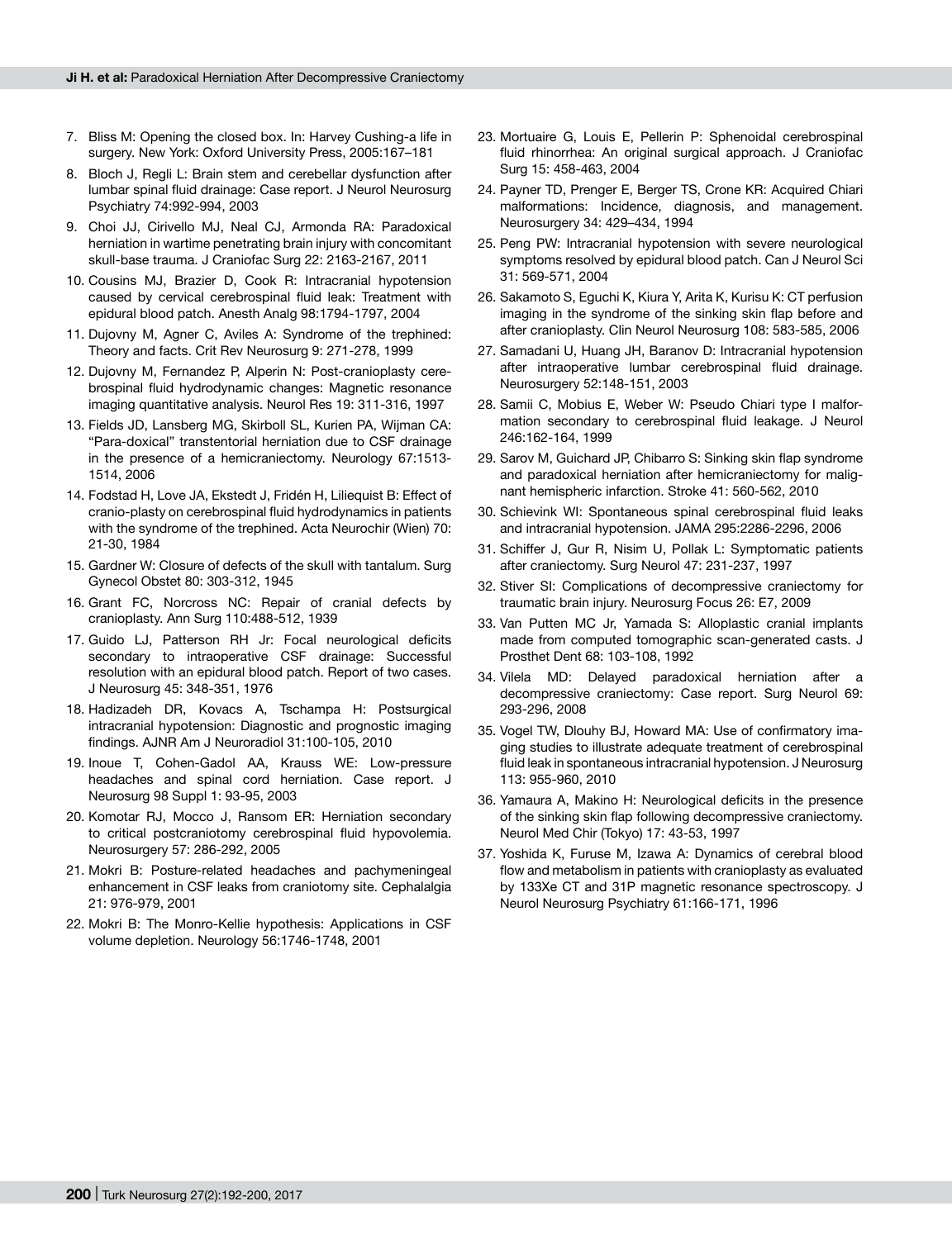7. Bliss M: Opening the closed box. In: Harvey Cushing-a life in surgery. New York: Oxford University Press, 2005:167–181
8. Bloch J, Regli L: Brain stem and cerebellar dysfunction after lumbar spinal fluid drainage: Case report. J Neurol Neurosurg Psychiatry 74:992-994, 2003
9. Choi JJ, Cirivello MJ, Neal CJ, Armonda RA: Paradoxical herniation in wartime penetrating brain injury with concomitant skull-base trauma. J Craniofac Surg 22: 2163-2167, 2011
10. Cousins MJ, Brazier D, Cook R: Intracranial hypotension caused by cervical cerebrospinal fluid leak: Treatment with epidural blood patch. Anesth Analg 98:1794-1797, 2004
11. Dujovny M, Agner C, Aviles A: Syndrome of the trephined: Theory and facts. Crit Rev Neurosurg 9: 271-278, 1999
12. Dujovny M, Fernandez P, Alperin N: Post-cranioplasty cerebrospinal fluid hydrodynamic changes: Magnetic resonance imaging quantitative analysis. Neurol Res 19: 311-316, 1997
13. Fields JD, Lansberg MG, Skirboll SL, Kurien PA, Wijman CA: "Para-doxical" transtentorial herniation due to CSF drainage in the presence of a hemicraniectomy. Neurology 67:1513-1514, 2006
14. Fodstad H, Love JA, Ekstedt J, Fridén H, Liliequist B: Effect of cranio-plasty on cerebrospinal fluid hydrodynamics in patients with the syndrome of the trephined. Acta Neurochir (Wien) 70: 21-30, 1984
15. Gardner W: Closure of defects of the skull with tantalum. Surg Gynecol Obstet 80: 303-312, 1945
16. Grant FC, Norcross NC: Repair of cranial defects by cranioplasty. Ann Surg 110:488-512, 1939
17. Guido LJ, Patterson RH Jr: Focal neurological deficits secondary to intraoperative CSF drainage: Successful resolution with an epidural blood patch. Report of two cases. J Neurosurg 45: 348-351, 1976
18. Hadizadeh DR, Kovacs A, Tschampa H: Postsurgical intracranial hypotension: Diagnostic and prognostic imaging findings. AJNR Am J Neuroradiol 31:100-105, 2010
19. Inoue T, Cohen-Gadol AA, Krauss WE: Low-pressure headaches and spinal cord herniation. Case report. J Neurosurg 98 Suppl 1: 93-95, 2003
20. Komotar RJ, Mocco J, Ransom ER: Herniation secondary to critical postcraniotomy cerebrospinal fluid hypovolemia. Neurosurgery 57: 286-292, 2005
21. Mokri B: Posture-related headaches and pachymeningeal enhancement in CSF leaks from craniotomy site. Cephalalgia 21: 976-979, 2001
22. Mokri B: The Monro-Kellie hypothesis: Applications in CSF volume depletion. Neurology 56:1746-1748, 2001
23. Mortuaire G, Louis E, Pellerin P: Sphenoidal cerebrospinal fluid rhinorrhea: An original surgical approach. J Craniofac Surg 15: 458-463, 2004
24. Payner TD, Prenger E, Berger TS, Crone KR: Acquired Chiari malformations: Incidence, diagnosis, and management. Neurosurgery 34: 429–434, 1994
25. Peng PW: Intracranial hypotension with severe neurological symptoms resolved by epidural blood patch. Can J Neurol Sci 31: 569-571, 2004
26. Sakamoto S, Eguchi K, Kiura Y, Arita K, Kurisu K: CT perfusion imaging in the syndrome of the sinking skin flap before and after cranioplasty. Clin Neurol Neurosurg 108: 583-585, 2006
27. Samadani U, Huang JH, Baranov D: Intracranial hypotension after intraoperative lumbar cerebrospinal fluid drainage. Neurosurgery 52:148-151, 2003
28. Samii C, Mobius E, Weber W: Pseudo Chiari type I malformation secondary to cerebrospinal fluid leakage. J Neurol 246:162-164, 1999
29. Sarov M, Guichard JP, Chibarro S: Sinking skin flap syndrome and paradoxical herniation after hemicraniectomy for malignant hemispheric infarction. Stroke 41: 560-562, 2010
30. Schievink WI: Spontaneous spinal cerebrospinal fluid leaks and intracranial hypotension. JAMA 295:2286-2296, 2006
31. Schiffer J, Gur R, Nisim U, Pollak L: Symptomatic patients after craniectomy. Surg Neurol 47: 231-237, 1997
32. Stiver SI: Complications of decompressive craniectomy for traumatic brain injury. Neurosurg Focus 26: E7, 2009
33. Van Putten MC Jr, Yamada S: Alloplastic cranial implants made from computed tomographic scan-generated casts. J Prosthet Dent 68: 103-108, 1992
34. Vilela MD: Delayed paradoxical herniation after a decompressive craniectomy: Case report. Surg Neurol 69: 293-296, 2008
35. Vogel TW, Dlouhy BJ, Howard MA: Use of confirmatory imaging studies to illustrate adequate treatment of cerebrospinal fluid leak in spontaneous intracranial hypotension. J Neurosurg 113: 955-960, 2010
36. Yamaura A, Makino H: Neurological deficits in the presence of the sinking skin flap following decompressive craniectomy. Neurol Med Chir (Tokyo) 17: 43-53, 1997
37. Yoshida K, Furuse M, Izawa A: Dynamics of cerebral blood flow and metabolism in patients with cranioplasty as evaluated by 133Xe CT and 31P magnetic resonance spectroscopy. J Neurol Neurosurg Psychiatry 61:166-171, 1996